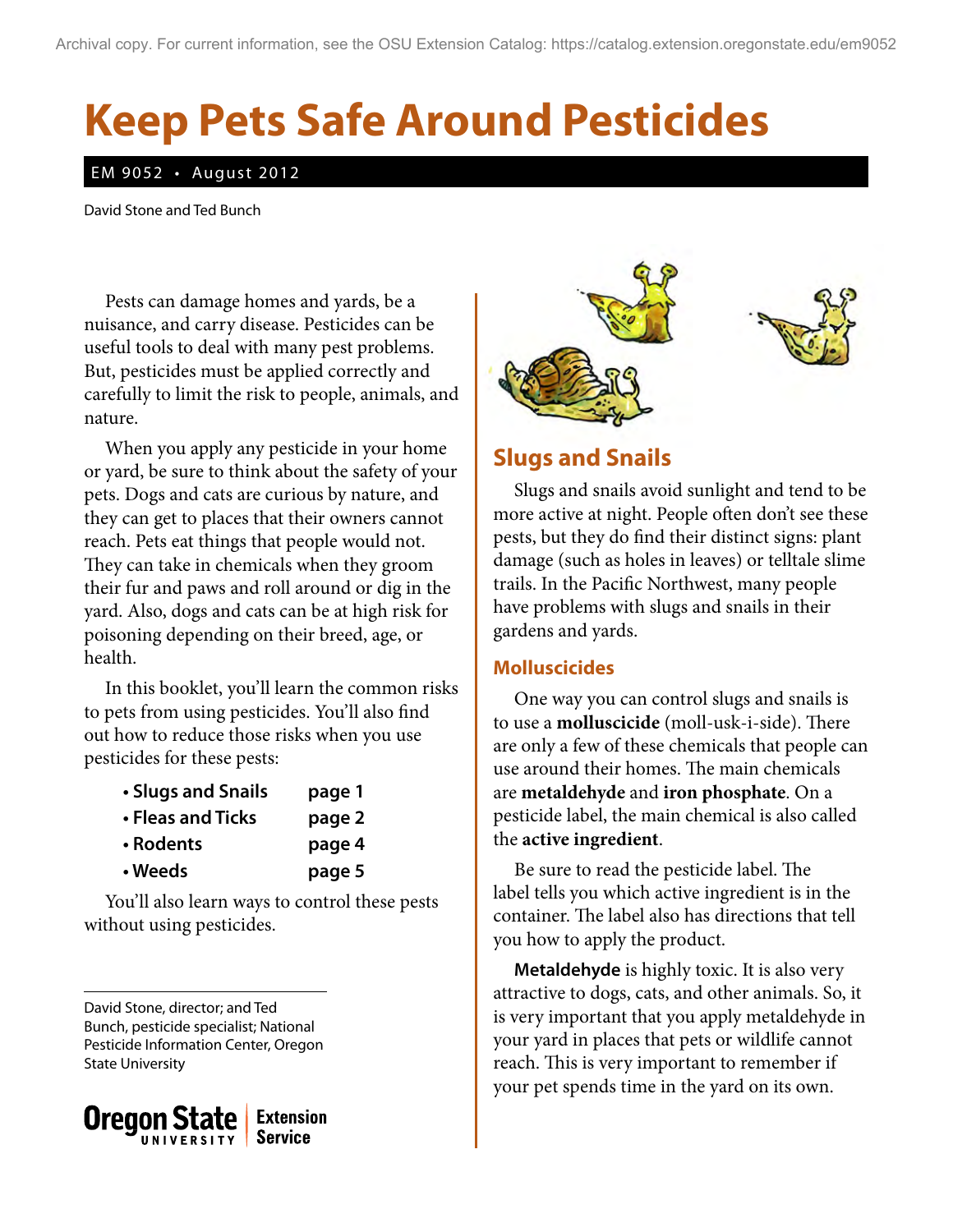Archival copy. For current information, see the OSU Extension Catalog: https://catalog.extension.oregonstate.edu/em9052

# Keep Pets Safe Around Pesticides

EM 9052 • August 2012

David Stone and Ted Bunch

Pests can damage homes and yards, be a nuisance, and carry disease. Pesticides can be useful tools to deal with many pest problems. But, pesticides must be applied correctly and carefully to limit the risk to people, animals, and nature.

When you apply any pesticide in your home or yard, be sure to think about the safety of your pets. Dogs and cats are curious by nature, and they can get to places that their owners cannot reach. Pets eat things that people would not. They can take in chemicals when they groom their fur and paws and roll around or dig in the yard. Also, dogs and cats can be at high risk for poisoning depending on their breed, age, or health.

In this booklet, you'll learn the common risks to pets from using pesticides. You'll also find out how to reduce those risks when you use pesticides for these pests:

- **Slugs and Snails** page 1
- **Fleas and Ticks** page 2
- **Rodents** page 4
- **Weeds** page 5

You'll also learn ways to control these pests without using pesticides.

David Stone, director; and Ted Bunch, pesticide specialist; National Pesticide Information Center, Oregon State University

## Slugs and Snails

Slugs and snails avoid sunlight and tend to be more active at night. People often don't see these pests, but they do find their distinct signs: plant damage (such as holes in leaves) or telltale slime trails. In the Pacific Northwest, many people have problems with slugs and snails in their gardens and yards.

### Molluscicides

One way you can control slugs and snails is to use a **molluscicide** (moll-usk-i-side). There are only a few of these chemicals that people can use around their homes. The main chemicals are **metaldehyde** and **iron phosphate**. On a pesticide label, the main chemical is also called the **active ingredient**.

Be sure to read the pesticide label. The label tells you which active ingredient is in the container. The label also has directions that tell you how to apply the product.

**Metaldehyde** is highly toxic. It is also very attractive to dogs, cats, and other animals. So, it is very important that you apply metaldehyde in your yard in places that pets or wildlife cannot reach. This is very important to remember if your pet spends time in the yard on its own.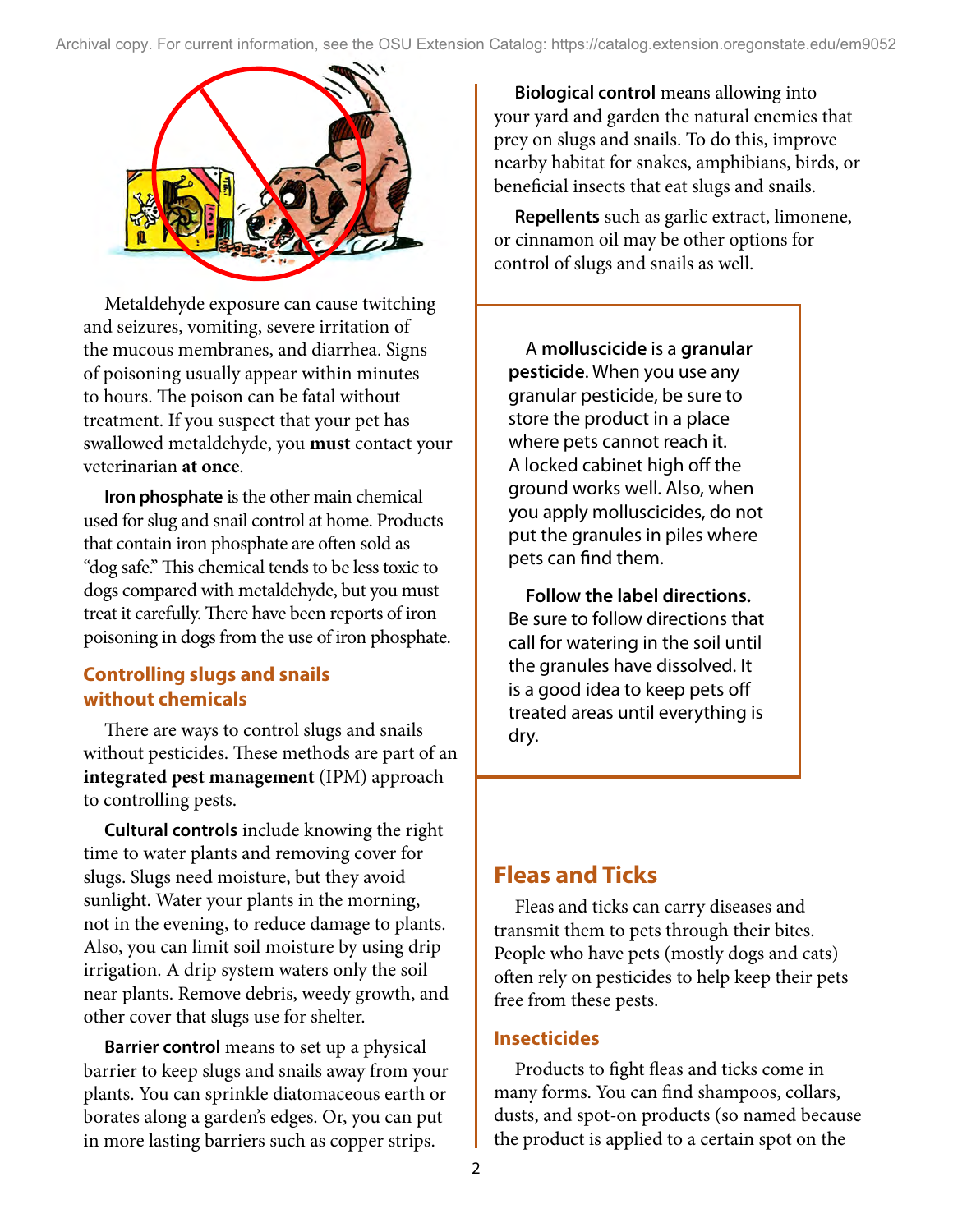Metaldehyde exposure can cause twitching and seizures, vomiting, severe irritation of the mucous membranes, and diarrhea. Signs of poisoning usually appear within minutes to hours. The poison can be fatal without treatment. If you suspect that your pet has swallowed metaldehyde, you **must** contact your veterinarian **at once**.

**Iron phosphate** is the other main chemical used for slug and snail control at home. Products that contain iron phosphate are often sold as "dog safe." This chemical tends to be less toxic to dogs compared with metaldehyde, but you must treat it carefully. There have been reports of iron poisoning in dogs from the use of iron phosphate.

### Controlling slugs and snails without chemicals

There are ways to control slugs and snails without pesticides. These methods are part of an **integrated pest management** (IPM) approach to controlling pests.

**Cultural controls** include knowing the right time to water plants and removing cover for slugs. Slugs need moisture, but they avoid sunlight. Water your plants in the morning, not in the evening, to reduce damage to plants. Also, you can limit soil moisture by using drip irrigation. A drip system waters only the soil near plants. Remove debris, weedy growth, and other cover that slugs use for shelter.

**Barrier control** means to set up a physical barrier to keep slugs and snails away from your plants. You can sprinkle diatomaceous earth or borates along a garden's edges. Or, you can put in more lasting barriers such as copper strips.

**Biological control** means allowing into your yard and garden the natural enemies that prey on slugs and snails. To do this, improve nearby habitat for snakes, amphibians, birds, or beneficial insects that eat slugs and snails.

**Repellents** such as garlic extract, limonene, or cinnamon oil may be other options for control of slugs and snails as well.

A **molluscicide** is a **granular pesticide**. When you use any granular pesticide, be sure to store the product in a place where pets cannot reach it. A locked cabinet high off the ground works well. Also, when you apply molluscicides, do not put the granules in piles where pets can find them.

**Follow the label directions.** Be sure to follow directions that call for watering in the soil until the granules have dissolved. It is a good idea to keep pets off treated areas until everything is dry.

## Fleas and Ticks

Fleas and ticks can carry diseases and transmit them to pets through their bites. People who have pets (mostly dogs and cats) often rely on pesticides to help keep their pets free from these pests.

### Insecticides

Products to fight fleas and ticks come in many forms. You can find shampoos, collars, dusts, and spot-on products (so named because the product is applied to a certain spot on the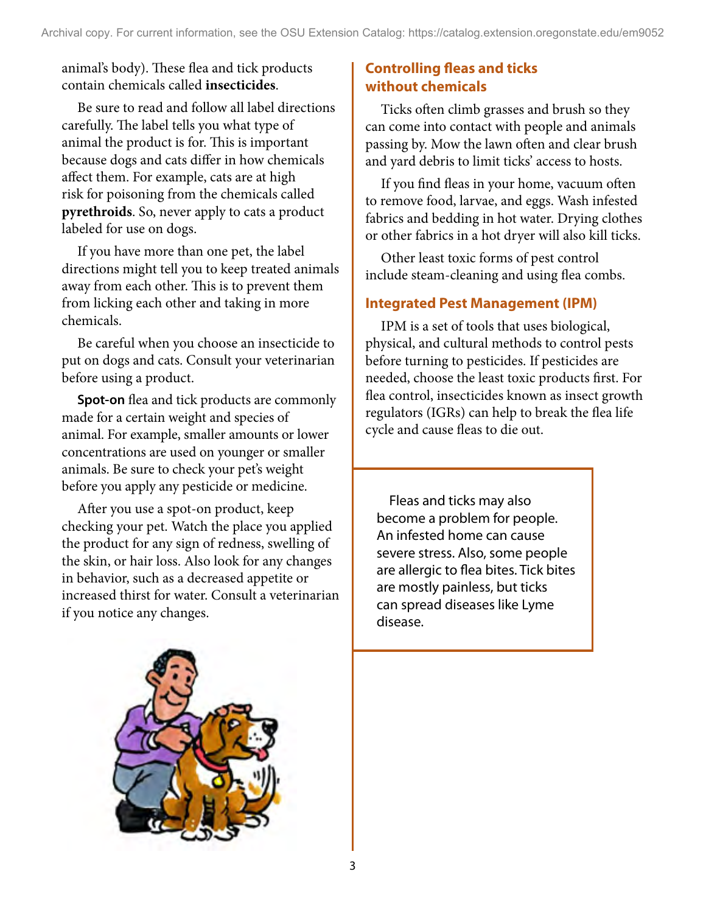animal's body). These flea and tick products contain chemicals called **insecticides**.

Be sure to read and follow all label directions carefully. The label tells you what type of animal the product is for. This is important because dogs and cats differ in how chemicals affect them. For example, cats are at high risk for poisoning from the chemicals called **pyrethroids**. So, never apply to cats a product labeled for use on dogs.

If you have more than one pet, the label directions might tell you to keep treated animals away from each other. This is to prevent them from licking each other and taking in more chemicals.

Be careful when you choose an insecticide to put on dogs and cats. Consult your veterinarian before using a product.

**Spot-on** flea and tick products are commonly made for a certain weight and species of animal. For example, smaller amounts or lower concentrations are used on younger or smaller animals. Be sure to check your pet's weight before you apply any pesticide or medicine.

After you use a spot-on product, keep checking your pet. Watch the place you applied the product for any sign of redness, swelling of the skin, or hair loss. Also look for any changes in behavior, such as a decreased appetite or increased thirst for water. Consult a veterinarian if you notice any changes.

## Controlling fleas and ticks without chemicals

Ticks often climb grasses and brush so they can come into contact with people and animals passing by. Mow the lawn often and clear brush and yard debris to limit ticks' access to hosts.

If you find fleas in your home, vacuum often to remove food, larvae, and eggs. Wash infested fabrics and bedding in hot water. Drying clothes or other fabrics in a hot dryer will also kill ticks.

Other least toxic forms of pest control include steam-cleaning and using flea combs.

## Integrated Pest Management (IPM)

IPM is a set of tools that uses biological, physical, and cultural methods to control pests before turning to pesticides. If pesticides are needed, choose the least toxic products first. For flea control, insecticides known as insect growth regulators (IGRs) can help to break the flea life cycle and cause fleas to die out.

> Fleas and ticks may also become a problem for people. An infested home can cause severe stress. Also, some people are allergic to flea bites. Tick bites are mostly painless, but ticks can spread diseases like Lyme disease.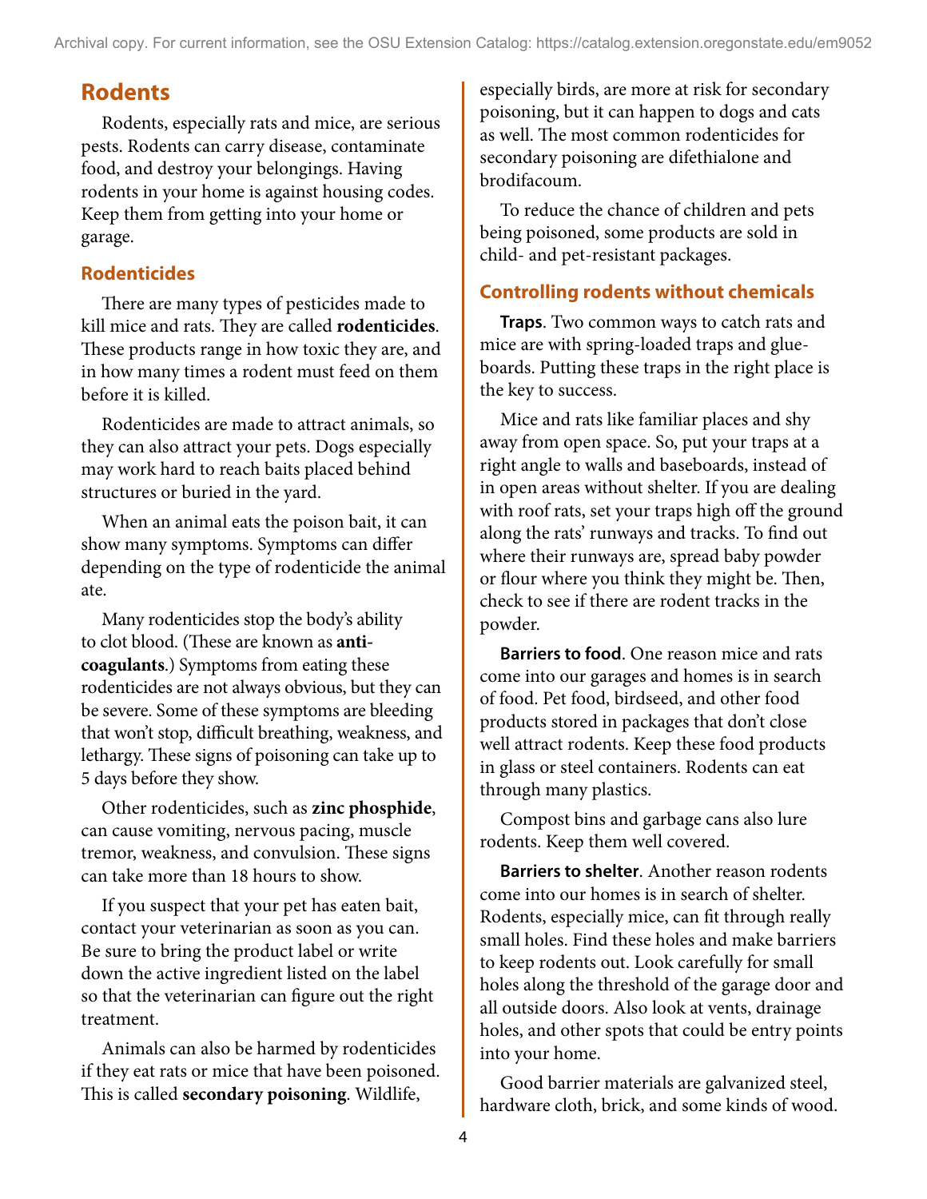## Rodents

Rodents, especially rats and mice, are serious pests. Rodents can carry disease, contaminate food, and destroy your belongings. Having rodents in your home is against housing codes. Keep them from getting into your home or garage.

### Rodenticides

There are many types of pesticides made to kill mice and rats. They are called **rodenticides**. These products range in how toxic they are, and in how many times a rodent must feed on them before it is killed.

Rodenticides are made to attract animals, so they can also attract your pets. Dogs especially may work hard to reach baits placed behind structures or buried in the yard.

When an animal eats the poison bait, it can show many symptoms. Symptoms can differ depending on the type of rodenticide the animal ate.

Many rodenticides stop the body's ability to clot blood. (These are known as **anti-coagulants**.) Symptoms from eating these rodenticides are not always obvious, but they can be severe. Some of these symptoms are bleeding that won't stop, difficult breathing, weakness, and lethargy. These signs of poisoning can take up to 5 days before they show.

Other rodenticides, such as **zinc phosphide**, can cause vomiting, nervous pacing, muscle tremor, weakness, and convulsion. These signs can take more than 18 hours to show.

If you suspect that your pet has eaten bait, contact your veterinarian as soon as you can. Be sure to bring the product label or write down the active ingredient listed on the label so that the veterinarian can figure out the right treatment.

Animals can also be harmed by rodenticides if they eat rats or mice that have been poisoned. This is called **secondary poisoning**. Wildlife, especially birds, are more at risk for secondary poisoning, but it can happen to dogs and cats as well. The most common rodenticides for secondary poisoning are difethialone and brodifacoum.

To reduce the chance of children and pets being poisoned, some products are sold in child- and pet-resistant packages.

### Controlling rodents without chemicals

**Traps**. Two common ways to catch rats and mice are with spring-loaded traps and glue-boards. Putting these traps in the right place is the key to success.

Mice and rats like familiar places and shy away from open space. So, put your traps at a right angle to walls and baseboards, instead of in open areas without shelter. If you are dealing with roof rats, set your traps high off the ground along the rats' runways and tracks. To find out where their runways are, spread baby powder or flour where you think they might be. Then, check to see if there are rodent tracks in the powder.

**Barriers to food**. One reason mice and rats come into our garages and homes is in search of food. Pet food, birdseed, and other food products stored in packages that don't close well attract rodents. Keep these food products in glass or steel containers. Rodents can eat through many plastics.

Compost bins and garbage cans also lure rodents. Keep them well covered.

**Barriers to shelter**. Another reason rodents come into our homes is in search of shelter. Rodents, especially mice, can fit through really small holes. Find these holes and make barriers to keep rodents out. Look carefully for small holes along the threshold of the garage door and all outside doors. Also look at vents, drainage holes, and other spots that could be entry points into your home.

Good barrier materials are galvanized steel, hardware cloth, brick, and some kinds of wood.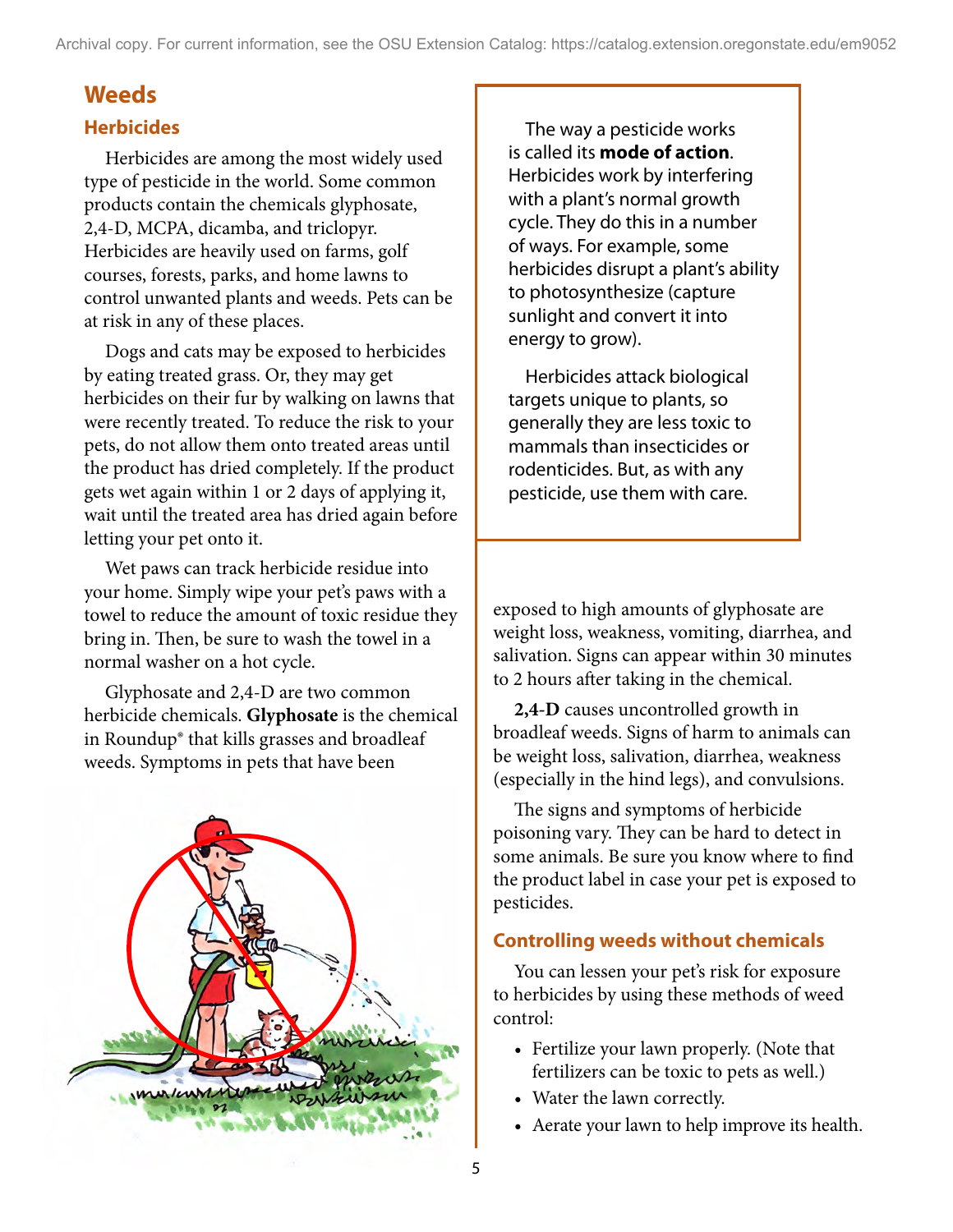## Weeds

### Herbicides

Herbicides are among the most widely used type of pesticide in the world. Some common products contain the chemicals glyphosate, 2,4-D, MCPA, dicamba, and triclopyr. Herbicides are heavily used on farms, golf courses, forests, parks, and home lawns to control unwanted plants and weeds. Pets can be at risk in any of these places.

Dogs and cats may be exposed to herbicides by eating treated grass. Or, they may get herbicides on their fur by walking on lawns that were recently treated. To reduce the risk to your pets, do not allow them onto treated areas until the product has dried completely. If the product gets wet again within 1 or 2 days of applying it, wait until the treated area has dried again before letting your pet onto it.

Wet paws can track herbicide residue into your home. Simply wipe your pet's paws with a towel to reduce the amount of toxic residue they bring in. Then, be sure to wash the towel in a normal washer on a hot cycle.

Glyphosate and 2,4-D are two common herbicide chemicals. **Glyphosate** is the chemical in Roundup® that kills grasses and broadleaf weeds. Symptoms in pets that have been exposed to high amounts of glyphosate are weight loss, weakness, vomiting, diarrhea, and salivation. Signs can appear within 30 minutes to 2 hours after taking in the chemical.

**2,4-D** causes uncontrolled growth in broadleaf weeds. Signs of harm to animals can be weight loss, salivation, diarrhea, weakness (especially in the hind legs), and convulsions.

The signs and symptoms of herbicide poisoning vary. They can be hard to detect in some animals. Be sure you know where to find the product label in case your pet is exposed to pesticides.

> The way a pesticide works is called its **mode of action**. Herbicides work by interfering with a plant's normal growth cycle. They do this in a number of ways. For example, some herbicides disrupt a plant's ability to photosynthesize (capture sunlight and convert it into energy to grow).
>
> Herbicides attack biological targets unique to plants, so generally they are less toxic to mammals than insecticides or rodenticides. But, as with any pesticide, use them with care.

### Controlling weeds without chemicals

You can lessen your pet's risk for exposure to herbicides by using these methods of weed control:

- Fertilize your lawn properly. (Note that fertilizers can be toxic to pets as well.)
- Water the lawn correctly.
- Aerate your lawn to help improve its health.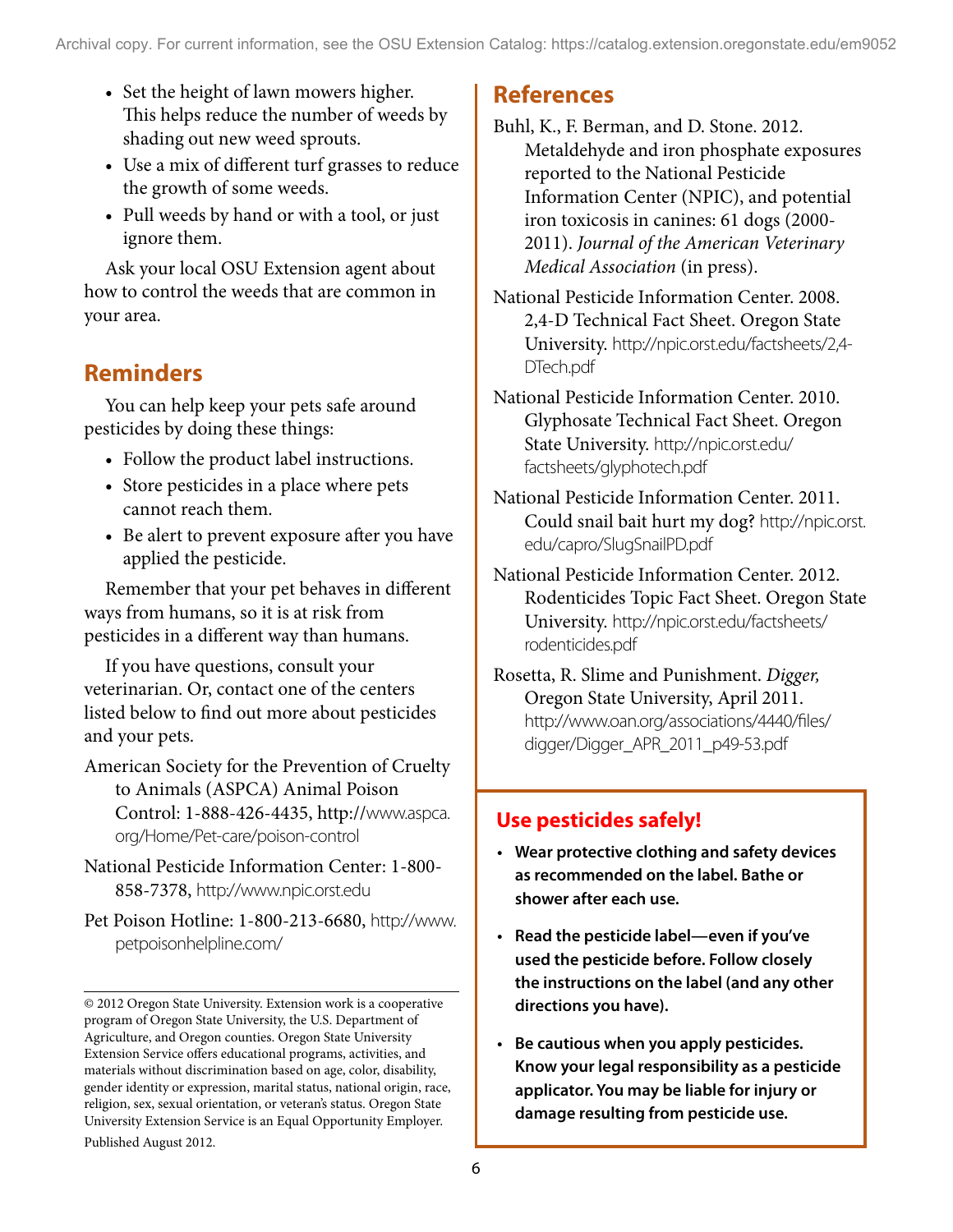- Set the height of lawn mowers higher. This helps reduce the number of weeds by shading out new weed sprouts.
- Use a mix of different turf grasses to reduce the growth of some weeds.
- Pull weeds by hand or with a tool, or just ignore them.

Ask your local OSU Extension agent about how to control the weeds that are common in your area.

## Reminders

You can help keep your pets safe around pesticides by doing these things:

- Follow the product label instructions.
- Store pesticides in a place where pets cannot reach them.
- Be alert to prevent exposure after you have applied the pesticide.

Remember that your pet behaves in different ways from humans, so it is at risk from pesticides in a different way than humans.

If you have questions, consult your veterinarian. Or, contact one of the centers listed below to find out more about pesticides and your pets.

American Society for the Prevention of Cruelty to Animals (ASPCA) Animal Poison Control: 1-888-426-4435, http://www.aspca.org/Home/Pet-care/poison-control

National Pesticide Information Center: 1-800-858-7378, http://www.npic.orst.edu

Pet Poison Hotline: 1-800-213-6680, http://www.petpoisonhelpline.com/

© 2012 Oregon State University. Extension work is a cooperative program of Oregon State University, the U.S. Department of Agriculture, and Oregon counties. Oregon State University Extension Service offers educational programs, activities, and materials without discrimination based on age, color, disability, gender identity or expression, marital status, national origin, race, religion, sex, sexual orientation, or veteran's status. Oregon State University Extension Service is an Equal Opportunity Employer.

Published August 2012.

## References

Buhl, K., F. Berman, and D. Stone. 2012. Metaldehyde and iron phosphate exposures reported to the National Pesticide Information Center (NPIC), and potential iron toxicosis in canines: 61 dogs (2000-2011). *Journal of the American Veterinary Medical Association* (in press).

National Pesticide Information Center. 2008. 2,4-D Technical Fact Sheet. Oregon State University. http://npic.orst.edu/factsheets/2,4-DTech.pdf

National Pesticide Information Center. 2010. Glyphosate Technical Fact Sheet. Oregon State University. http://npic.orst.edu/factsheets/glyphotech.pdf

National Pesticide Information Center. 2011. Could snail bait hurt my dog? http://npic.orst.edu/capro/SlugSnailPD.pdf

National Pesticide Information Center. 2012. Rodenticides Topic Fact Sheet. Oregon State University. http://npic.orst.edu/factsheets/rodenticides.pdf

Rosetta, R. Slime and Punishment. *Digger,* Oregon State University, April 2011. http://www.oan.org/associations/4440/files/digger/Digger_APR_2011_p49-53.pdf

## Use pesticides safely!

- **Wear protective clothing and safety devices as recommended on the label. Bathe or shower after each use.**
- **Read the pesticide label—even if you've used the pesticide before. Follow closely the instructions on the label (and any other directions you have).**
- **Be cautious when you apply pesticides. Know your legal responsibility as a pesticide applicator. You may be liable for injury or damage resulting from pesticide use.**